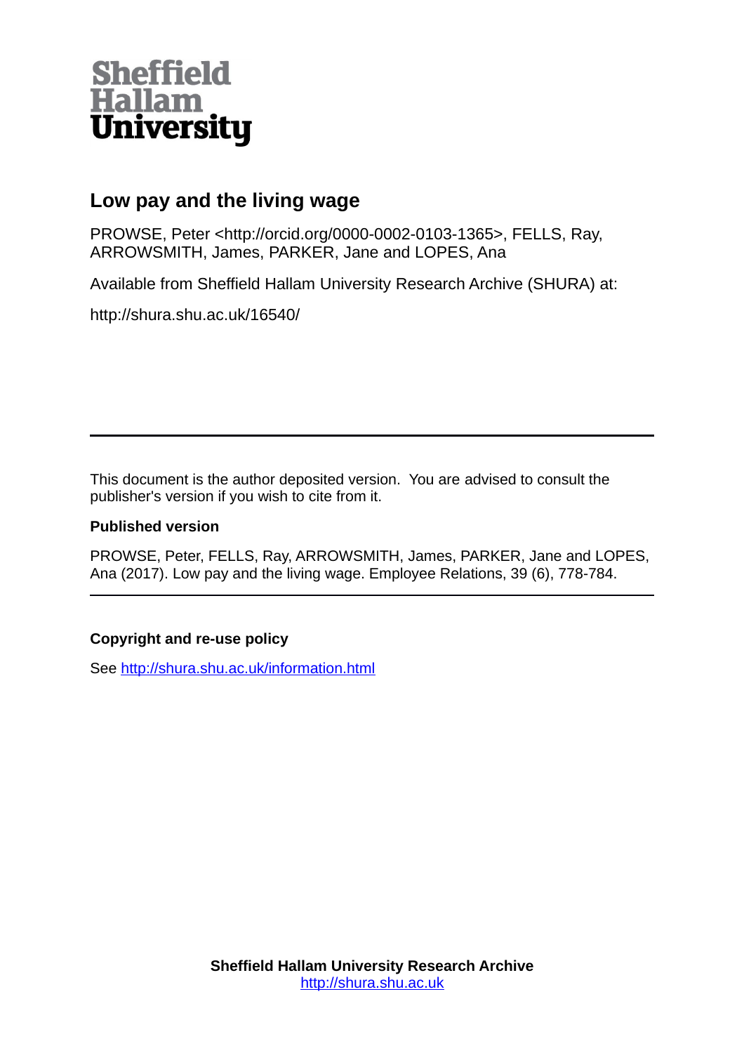Sheffield Hallam University

# Low pay and the living wage

PROWSE, Peter <http://orcid.org/0000-0002-0103-1365>, FELLS, Ray, ARROWSMITH, James, PARKER, Jane and LOPES, Ana

Available from Sheffield Hallam University Research Archive (SHURA) at:

http://shura.shu.ac.uk/16540/

---

This document is the author deposited version. You are advised to consult the publisher's version if you wish to cite from it.

**Published version**

PROWSE, Peter, FELLS, Ray, ARROWSMITH, James, PARKER, Jane and LOPES, Ana (2017). Low pay and the living wage. Employee Relations, 39 (6), 778-784.

---

**Copyright and re-use policy**

See http://shura.shu.ac.uk/information.html

**Sheffield Hallam University Research Archive**
http://shura.shu.ac.uk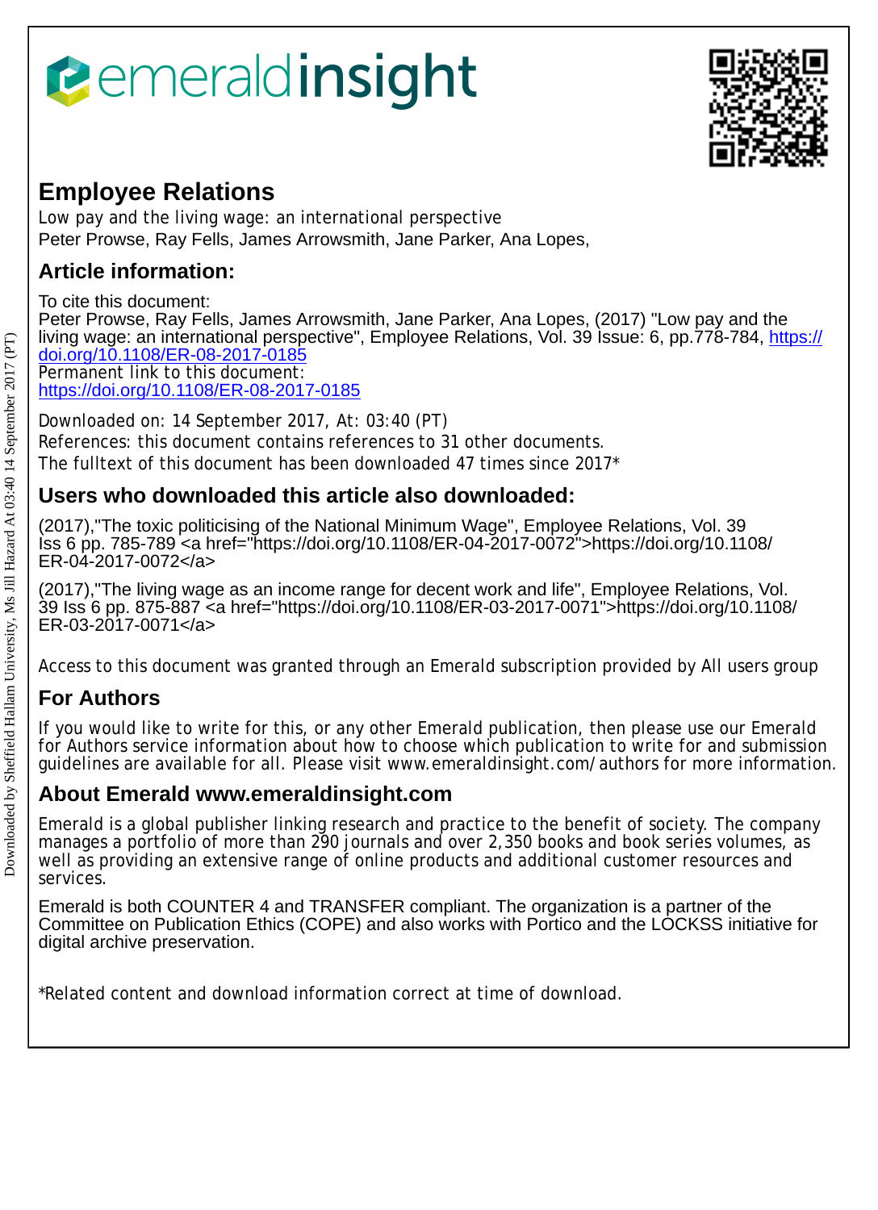emeraldinsight

# Employee Relations

Low pay and the living wage: an international perspective

Peter Prowse, Ray Fells, James Arrowsmith, Jane Parker, Ana Lopes,

## Article information:

To cite this document:

Peter Prowse, Ray Fells, James Arrowsmith, Jane Parker, Ana Lopes, (2017) "Low pay and the living wage: an international perspective", Employee Relations, Vol. 39 Issue: 6, pp.778-784, https://doi.org/10.1108/ER-08-2017-0185

Permanent link to this document:

https://doi.org/10.1108/ER-08-2017-0185

Downloaded on: 14 September 2017, At: 03:40 (PT)

References: this document contains references to 31 other documents.

The fulltext of this document has been downloaded 47 times since 2017*

## Users who downloaded this article also downloaded:

(2017),"The toxic politicising of the National Minimum Wage", Employee Relations, Vol. 39 Iss 6 pp. 785-789 <a href="https://doi.org/10.1108/ER-04-2017-0072">https://doi.org/10.1108/ER-04-2017-0072</a>

(2017),"The living wage as an income range for decent work and life", Employee Relations, Vol. 39 Iss 6 pp. 875-887 <a href="https://doi.org/10.1108/ER-03-2017-0071">https://doi.org/10.1108/ER-03-2017-0071</a>

Access to this document was granted through an Emerald subscription provided by All users group

## For Authors

If you would like to write for this, or any other Emerald publication, then please use our Emerald for Authors service information about how to choose which publication to write for and submission guidelines are available for all. Please visit www.emeraldinsight.com/authors for more information.

## About Emerald www.emeraldinsight.com

Emerald is a global publisher linking research and practice to the benefit of society. The company manages a portfolio of more than 290 journals and over 2,350 books and book series volumes, as well as providing an extensive range of online products and additional customer resources and services.

Emerald is both COUNTER 4 and TRANSFER compliant. The organization is a partner of the Committee on Publication Ethics (COPE) and also works with Portico and the LOCKSS initiative for digital archive preservation.

*Related content and download information correct at time of download.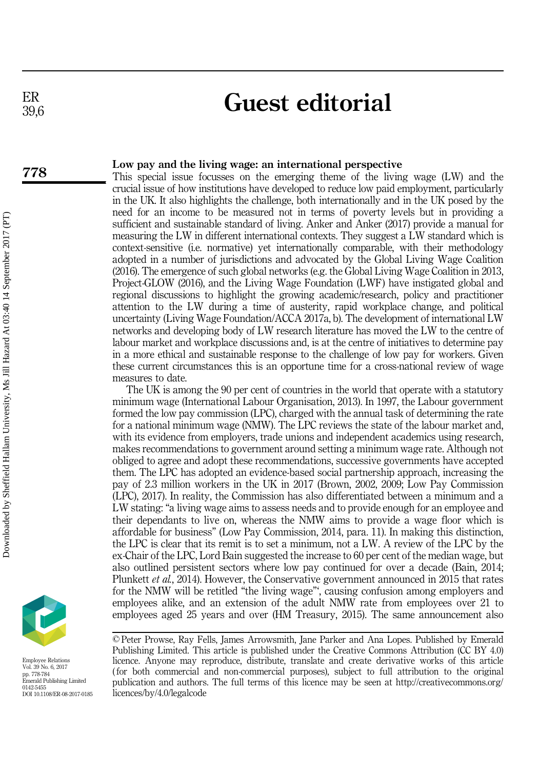# Guest editorial

## Low pay and the living wage: an international perspective

This special issue focusses on the emerging theme of the living wage (LW) and the crucial issue of how institutions have developed to reduce low paid employment, particularly in the UK. It also highlights the challenge, both internationally and in the UK posed by the need for an income to be measured not in terms of poverty levels but in providing a sufficient and sustainable standard of living. Anker and Anker (2017) provide a manual for measuring the LW in different international contexts. They suggest a LW standard which is context-sensitive (i.e. normative) yet internationally comparable, with their methodology adopted in a number of jurisdictions and advocated by the Global Living Wage Coalition (2016). The emergence of such global networks (e.g. the Global Living Wage Coalition in 2013, Project-GLOW (2016), and the Living Wage Foundation (LWF) have instigated global and regional discussions to highlight the growing academic/research, policy and practitioner attention to the LW during a time of austerity, rapid workplace change, and political uncertainty (Living Wage Foundation/ACCA 2017a, b). The development of international LW networks and developing body of LW research literature has moved the LW to the centre of labour market and workplace discussions and, is at the centre of initiatives to determine pay in a more ethical and sustainable response to the challenge of low pay for workers. Given these current circumstances this is an opportune time for a cross-national review of wage measures to date.

The UK is among the 90 per cent of countries in the world that operate with a statutory minimum wage (International Labour Organisation, 2013). In 1997, the Labour government formed the low pay commission (LPC), charged with the annual task of determining the rate for a national minimum wage (NMW). The LPC reviews the state of the labour market and, with its evidence from employers, trade unions and independent academics using research, makes recommendations to government around setting a minimum wage rate. Although not obliged to agree and adopt these recommendations, successive governments have accepted them. The LPC has adopted an evidence-based social partnership approach, increasing the pay of 2.3 million workers in the UK in 2017 (Brown, 2002, 2009; Low Pay Commission (LPC), 2017). In reality, the Commission has also differentiated between a minimum and a LW stating: "a living wage aims to assess needs and to provide enough for an employee and their dependants to live on, whereas the NMW aims to provide a wage floor which is affordable for business" (Low Pay Commission, 2014, para. 11). In making this distinction, the LPC is clear that its remit is to set a minimum, not a LW. A review of the LPC by the ex-Chair of the LPC, Lord Bain suggested the increase to 60 per cent of the median wage, but also outlined persistent sectors where low pay continued for over a decade (Bain, 2014; Plunkett *et al.*, 2014). However, the Conservative government announced in 2015 that rates for the NMW will be retitled "the living wage"', causing confusion among employers and employees alike, and an extension of the adult NMW rate from employees over 21 to employees aged 25 years and over (HM Treasury, 2015). The same announcement also

© Peter Prowse, Ray Fells, James Arrowsmith, Jane Parker and Ana Lopes. Published by Emerald Publishing Limited. This article is published under the Creative Commons Attribution (CC BY 4.0) licence. Anyone may reproduce, distribute, translate and create derivative works of this article (for both commercial and non-commercial purposes), subject to full attribution to the original publication and authors. The full terms of this licence may be seen at http://creativecommons.org/licences/by/4.0/legalcode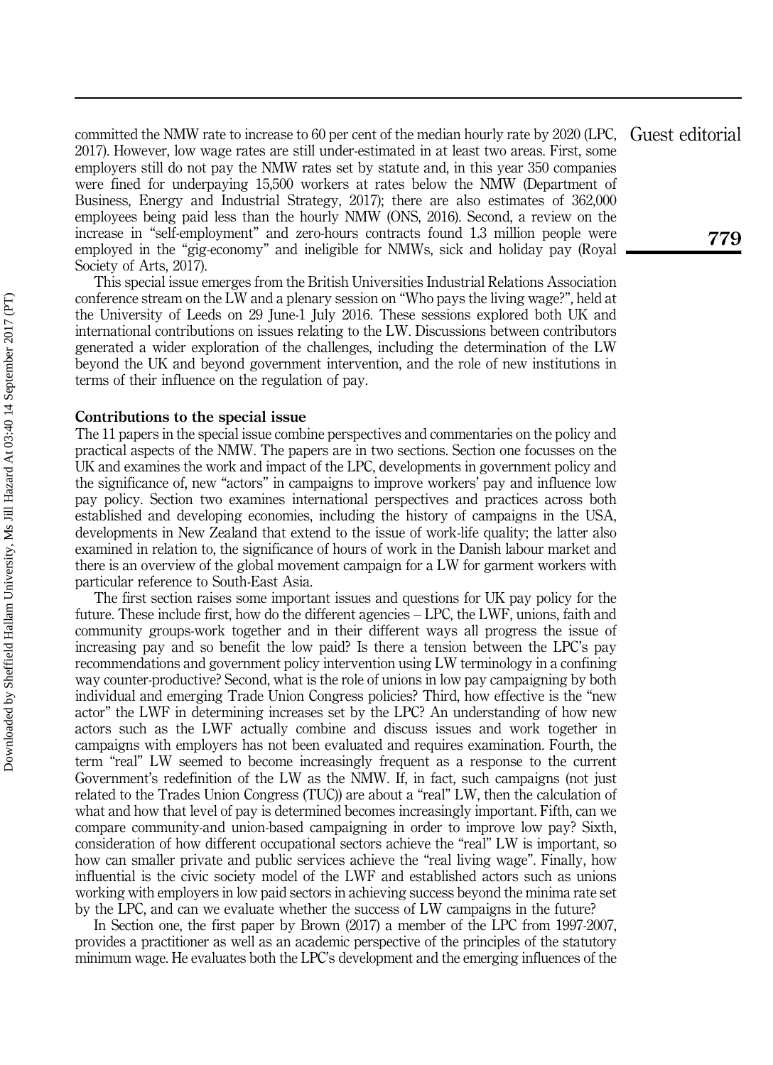committed the NMW rate to increase to 60 per cent of the median hourly rate by 2020 (LPC, 2017). However, low wage rates are still under-estimated in at least two areas. First, some employers still do not pay the NMW rates set by statute and, in this year 350 companies were fined for underpaying 15,500 workers at rates below the NMW (Department of Business, Energy and Industrial Strategy, 2017); there are also estimates of 362,000 employees being paid less than the hourly NMW (ONS, 2016). Second, a review on the increase in "self-employment" and zero-hours contracts found 1.3 million people were employed in the "gig-economy" and ineligible for NMWs, sick and holiday pay (Royal Society of Arts, 2017).

This special issue emerges from the British Universities Industrial Relations Association conference stream on the LW and a plenary session on "Who pays the living wage?", held at the University of Leeds on 29 June-1 July 2016. These sessions explored both UK and international contributions on issues relating to the LW. Discussions between contributors generated a wider exploration of the challenges, including the determination of the LW beyond the UK and beyond government intervention, and the role of new institutions in terms of their influence on the regulation of pay.

## Contributions to the special issue

The 11 papers in the special issue combine perspectives and commentaries on the policy and practical aspects of the NMW. The papers are in two sections. Section one focusses on the UK and examines the work and impact of the LPC, developments in government policy and the significance of, new "actors" in campaigns to improve workers' pay and influence low pay policy. Section two examines international perspectives and practices across both established and developing economies, including the history of campaigns in the USA, developments in New Zealand that extend to the issue of work-life quality; the latter also examined in relation to, the significance of hours of work in the Danish labour market and there is an overview of the global movement campaign for a LW for garment workers with particular reference to South-East Asia.

The first section raises some important issues and questions for UK pay policy for the future. These include first, how do the different agencies – LPC, the LWF, unions, faith and community groups-work together and in their different ways all progress the issue of increasing pay and so benefit the low paid? Is there a tension between the LPC's pay recommendations and government policy intervention using LW terminology in a confining way counter-productive? Second, what is the role of unions in low pay campaigning by both individual and emerging Trade Union Congress policies? Third, how effective is the "new actor" the LWF in determining increases set by the LPC? An understanding of how new actors such as the LWF actually combine and discuss issues and work together in campaigns with employers has not been evaluated and requires examination. Fourth, the term "real" LW seemed to become increasingly frequent as a response to the current Government's redefinition of the LW as the NMW. If, in fact, such campaigns (not just related to the Trades Union Congress (TUC)) are about a "real" LW, then the calculation of what and how that level of pay is determined becomes increasingly important. Fifth, can we compare community-and union-based campaigning in order to improve low pay? Sixth, consideration of how different occupational sectors achieve the "real" LW is important, so how can smaller private and public services achieve the "real living wage". Finally, how influential is the civic society model of the LWF and established actors such as unions working with employers in low paid sectors in achieving success beyond the minima rate set by the LPC, and can we evaluate whether the success of LW campaigns in the future?

In Section one, the first paper by Brown (2017) a member of the LPC from 1997-2007, provides a practitioner as well as an academic perspective of the principles of the statutory minimum wage. He evaluates both the LPC's development and the emerging influences of the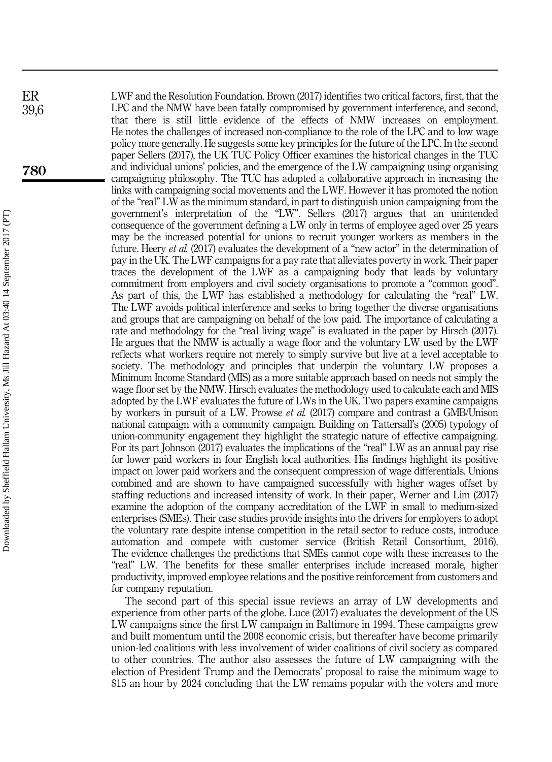LWF and the Resolution Foundation. Brown (2017) identifies two critical factors, first, that the LPC and the NMW have been fatally compromised by government interference, and second, that there is still little evidence of the effects of NMW increases on employment. He notes the challenges of increased non-compliance to the role of the LPC and to low wage policy more generally. He suggests some key principles for the future of the LPC. In the second paper Sellers (2017), the UK TUC Policy Officer examines the historical changes in the TUC and individual unions' policies, and the emergence of the LW campaigning using organising campaigning philosophy. The TUC has adopted a collaborative approach in increasing the links with campaigning social movements and the LWF. However it has promoted the notion of the "real" LW as the minimum standard, in part to distinguish union campaigning from the government's interpretation of the "LW". Sellers (2017) argues that an unintended consequence of the government defining a LW only in terms of employee aged over 25 years may be the increased potential for unions to recruit younger workers as members in the future. Heery *et al.* (2017) evaluates the development of a "new actor" in the determination of pay in the UK. The LWF campaigns for a pay rate that alleviates poverty in work. Their paper traces the development of the LWF as a campaigning body that leads by voluntary commitment from employers and civil society organisations to promote a "common good". As part of this, the LWF has established a methodology for calculating the "real" LW. The LWF avoids political interference and seeks to bring together the diverse organisations and groups that are campaigning on behalf of the low paid. The importance of calculating a rate and methodology for the "real living wage" is evaluated in the paper by Hirsch (2017). He argues that the NMW is actually a wage floor and the voluntary LW used by the LWF reflects what workers require not merely to simply survive but live at a level acceptable to society. The methodology and principles that underpin the voluntary LW proposes a Minimum Income Standard (MIS) as a more suitable approach based on needs not simply the wage floor set by the NMW. Hirsch evaluates the methodology used to calculate each and MIS adopted by the LWF evaluates the future of LWs in the UK. Two papers examine campaigns by workers in pursuit of a LW. Prowse *et al.* (2017) compare and contrast a GMB/Unison national campaign with a community campaign. Building on Tattersall's (2005) typology of union-community engagement they highlight the strategic nature of effective campaigning. For its part Johnson (2017) evaluates the implications of the "real" LW as an annual pay rise for lower paid workers in four English local authorities. His findings highlight its positive impact on lower paid workers and the consequent compression of wage differentials. Unions combined and are shown to have campaigned successfully with higher wages offset by staffing reductions and increased intensity of work. In their paper, Werner and Lim (2017) examine the adoption of the company accreditation of the LWF in small to medium-sized enterprises (SMEs). Their case studies provide insights into the drivers for employers to adopt the voluntary rate despite intense competition in the retail sector to reduce costs, introduce automation and compete with customer service (British Retail Consortium, 2016). The evidence challenges the predictions that SMEs cannot cope with these increases to the "real" LW. The benefits for these smaller enterprises include increased morale, higher productivity, improved employee relations and the positive reinforcement from customers and for company reputation.

The second part of this special issue reviews an array of LW developments and experience from other parts of the globe. Luce (2017) evaluates the development of the US LW campaigns since the first LW campaign in Baltimore in 1994. These campaigns grew and built momentum until the 2008 economic crisis, but thereafter have become primarily union-led coalitions with less involvement of wider coalitions of civil society as compared to other countries. The author also assesses the future of LW campaigning with the election of President Trump and the Democrats' proposal to raise the minimum wage to \$15 an hour by 2024 concluding that the LW remains popular with the voters and more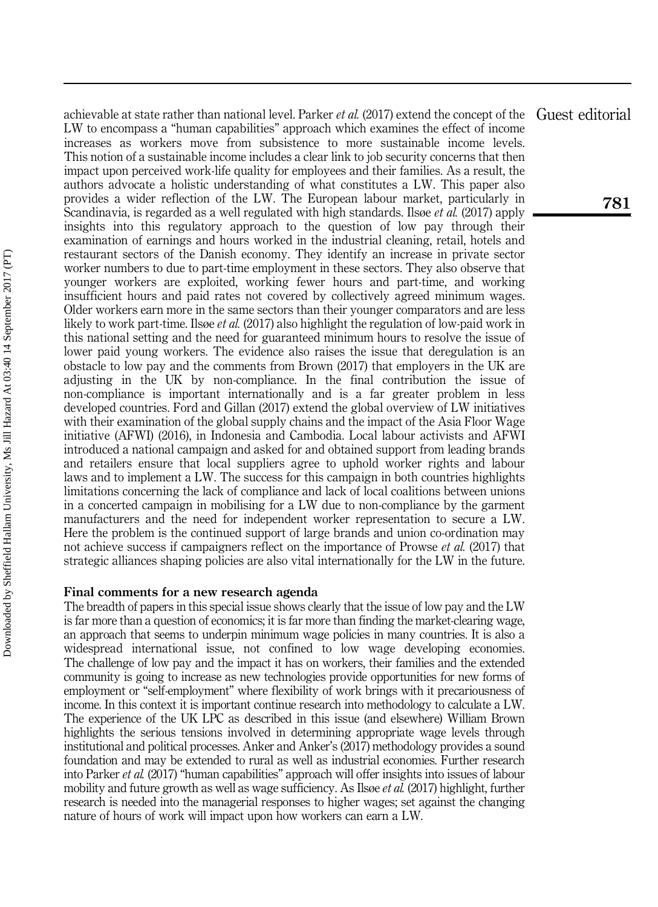achievable at state rather than national level. Parker *et al.* (2017) extend the concept of the LW to encompass a "human capabilities" approach which examines the effect of income increases as workers move from subsistence to more sustainable income levels. This notion of a sustainable income includes a clear link to job security concerns that then impact upon perceived work-life quality for employees and their families. As a result, the authors advocate a holistic understanding of what constitutes a LW. This paper also provides a wider reflection of the LW. The European labour market, particularly in Scandinavia, is regarded as a well regulated with high standards. Ilsøe *et al.* (2017) apply insights into this regulatory approach to the question of low pay through their examination of earnings and hours worked in the industrial cleaning, retail, hotels and restaurant sectors of the Danish economy. They identify an increase in private sector worker numbers to due to part-time employment in these sectors. They also observe that younger workers are exploited, working fewer hours and part-time, and working insufficient hours and paid rates not covered by collectively agreed minimum wages. Older workers earn more in the same sectors than their younger comparators and are less likely to work part-time. Ilsøe *et al.* (2017) also highlight the regulation of low-paid work in this national setting and the need for guaranteed minimum hours to resolve the issue of lower paid young workers. The evidence also raises the issue that deregulation is an obstacle to low pay and the comments from Brown (2017) that employers in the UK are adjusting in the UK by non-compliance. In the final contribution the issue of non-compliance is important internationally and is a far greater problem in less developed countries. Ford and Gillan (2017) extend the global overview of LW initiatives with their examination of the global supply chains and the impact of the Asia Floor Wage initiative (AFWI) (2016), in Indonesia and Cambodia. Local labour activists and AFWI introduced a national campaign and asked for and obtained support from leading brands and retailers ensure that local suppliers agree to uphold worker rights and labour laws and to implement a LW. The success for this campaign in both countries highlights limitations concerning the lack of compliance and lack of local coalitions between unions in a concerted campaign in mobilising for a LW due to non-compliance by the garment manufacturers and the need for independent worker representation to secure a LW. Here the problem is the continued support of large brands and union co-ordination may not achieve success if campaigners reflect on the importance of Prowse *et al.* (2017) that strategic alliances shaping policies are also vital internationally for the LW in the future.

## Final comments for a new research agenda

The breadth of papers in this special issue shows clearly that the issue of low pay and the LW is far more than a question of economics; it is far more than finding the market-clearing wage, an approach that seems to underpin minimum wage policies in many countries. It is also a widespread international issue, not confined to low wage developing economies. The challenge of low pay and the impact it has on workers, their families and the extended community is going to increase as new technologies provide opportunities for new forms of employment or "self-employment" where flexibility of work brings with it precariousness of income. In this context it is important continue research into methodology to calculate a LW. The experience of the UK LPC as described in this issue (and elsewhere) William Brown highlights the serious tensions involved in determining appropriate wage levels through institutional and political processes. Anker and Anker's (2017) methodology provides a sound foundation and may be extended to rural as well as industrial economies. Further research into Parker *et al.* (2017) "human capabilities" approach will offer insights into issues of labour mobility and future growth as well as wage sufficiency. As Ilsøe *et al.* (2017) highlight, further research is needed into the managerial responses to higher wages; set against the changing nature of hours of work will impact upon how workers can earn a LW.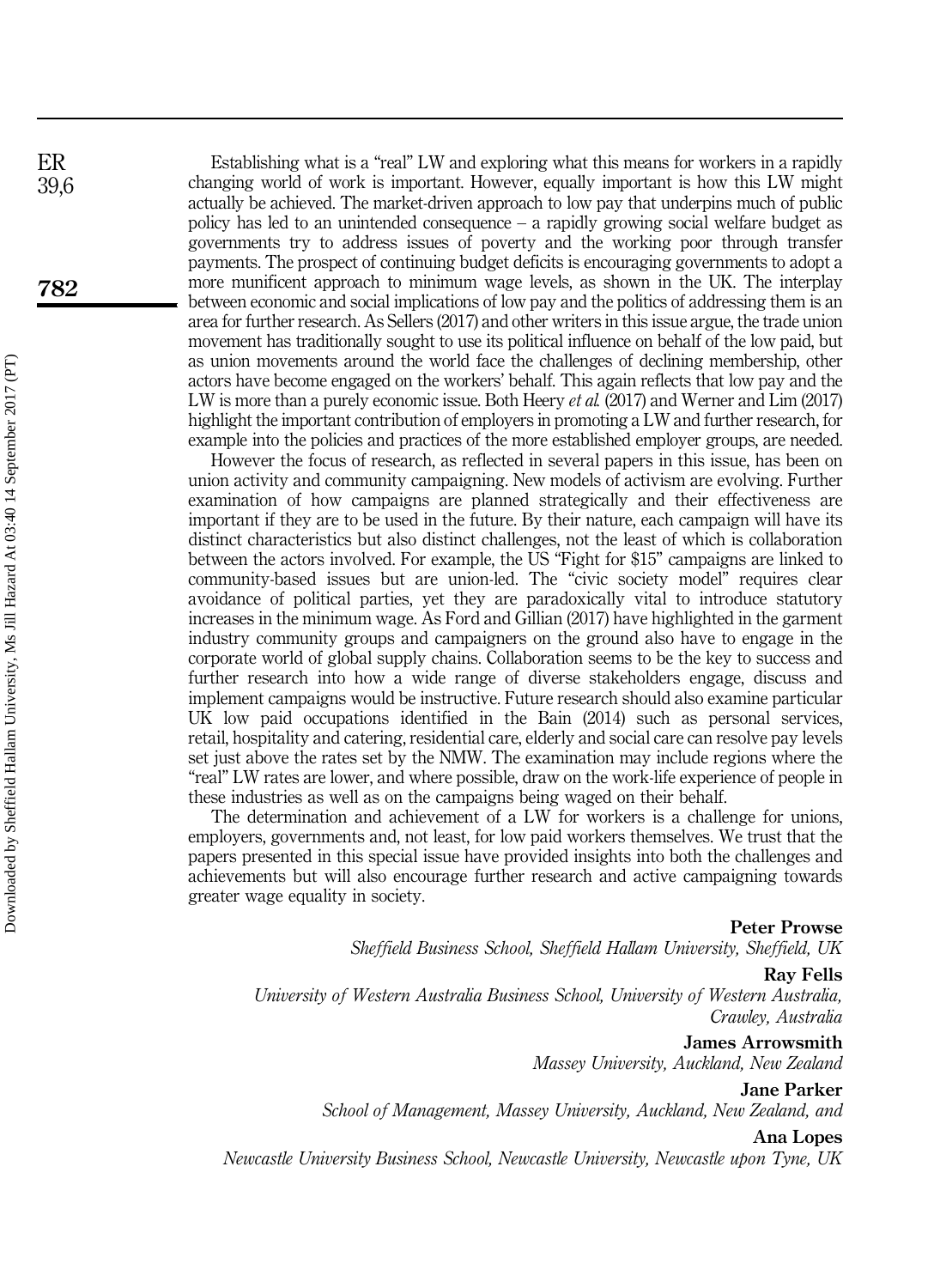Establishing what is a "real" LW and exploring what this means for workers in a rapidly changing world of work is important. However, equally important is how this LW might actually be achieved. The market-driven approach to low pay that underpins much of public policy has led to an unintended consequence – a rapidly growing social welfare budget as governments try to address issues of poverty and the working poor through transfer payments. The prospect of continuing budget deficits is encouraging governments to adopt a more munificent approach to minimum wage levels, as shown in the UK. The interplay between economic and social implications of low pay and the politics of addressing them is an area for further research. As Sellers (2017) and other writers in this issue argue, the trade union movement has traditionally sought to use its political influence on behalf of the low paid, but as union movements around the world face the challenges of declining membership, other actors have become engaged on the workers' behalf. This again reflects that low pay and the LW is more than a purely economic issue. Both Heery *et al.* (2017) and Werner and Lim (2017) highlight the important contribution of employers in promoting a LW and further research, for example into the policies and practices of the more established employer groups, are needed.

However the focus of research, as reflected in several papers in this issue, has been on union activity and community campaigning. New models of activism are evolving. Further examination of how campaigns are planned strategically and their effectiveness are important if they are to be used in the future. By their nature, each campaign will have its distinct characteristics but also distinct challenges, not the least of which is collaboration between the actors involved. For example, the US "Fight for $15" campaigns are linked to community-based issues but are union-led. The "civic society model" requires clear avoidance of political parties, yet they are paradoxically vital to introduce statutory increases in the minimum wage. As Ford and Gillian (2017) have highlighted in the garment industry community groups and campaigners on the ground also have to engage in the corporate world of global supply chains. Collaboration seems to be the key to success and further research into how a wide range of diverse stakeholders engage, discuss and implement campaigns would be instructive. Future research should also examine particular UK low paid occupations identified in the Bain (2014) such as personal services, retail, hospitality and catering, residential care, elderly and social care can resolve pay levels set just above the rates set by the NMW. The examination may include regions where the "real" LW rates are lower, and where possible, draw on the work-life experience of people in these industries as well as on the campaigns being waged on their behalf.

The determination and achievement of a LW for workers is a challenge for unions, employers, governments and, not least, for low paid workers themselves. We trust that the papers presented in this special issue have provided insights into both the challenges and achievements but will also encourage further research and active campaigning towards greater wage equality in society.

**Peter Prowse**
*Sheffield Business School, Sheffield Hallam University, Sheffield, UK*

**Ray Fells**
*University of Western Australia Business School, University of Western Australia, Crawley, Australia*

**James Arrowsmith**
*Massey University, Auckland, New Zealand*

**Jane Parker**
*School of Management, Massey University, Auckland, New Zealand, and*

**Ana Lopes**
*Newcastle University Business School, Newcastle University, Newcastle upon Tyne, UK*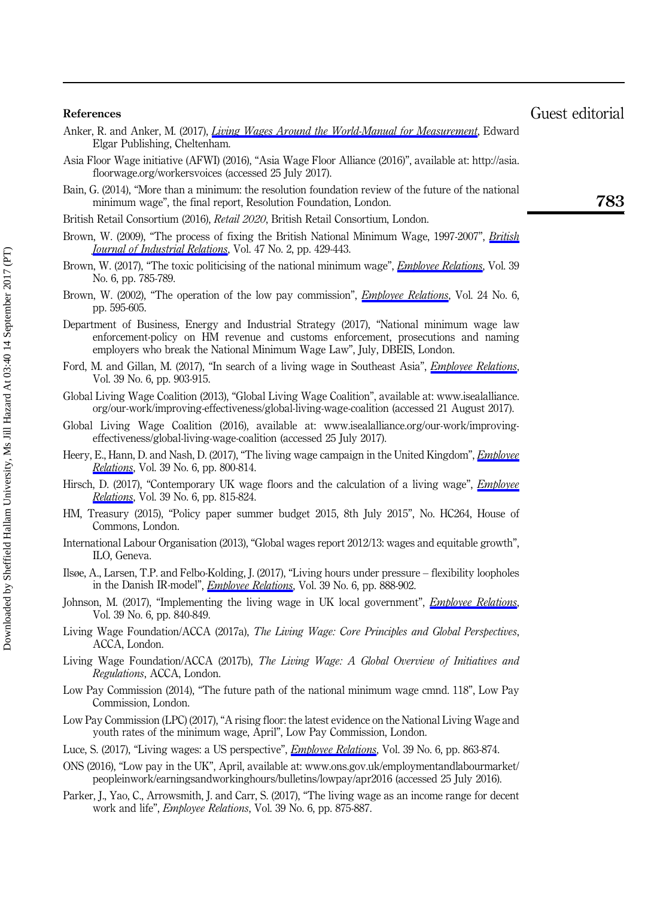## References

Anker, R. and Anker, M. (2017), *Living Wages Around the World-Manual for Measurement*, Edward Elgar Publishing, Cheltenham.

Asia Floor Wage initiative (AFWI) (2016), "Asia Wage Floor Alliance (2016)", available at: http://asia.floorwage.org/workersvoices (accessed 25 July 2017).

Bain, G. (2014), "More than a minimum: the resolution foundation review of the future of the national minimum wage", the final report, Resolution Foundation, London.

British Retail Consortium (2016), *Retail 2020*, British Retail Consortium, London.

Brown, W. (2009), "The process of fixing the British National Minimum Wage, 1997-2007", *British Journal of Industrial Relations*, Vol. 47 No. 2, pp. 429-443.

Brown, W. (2017), "The toxic politicising of the national minimum wage", *Employee Relations*, Vol. 39 No. 6, pp. 785-789.

Brown, W. (2002), "The operation of the low pay commission", *Employee Relations*, Vol. 24 No. 6, pp. 595-605.

Department of Business, Energy and Industrial Strategy (2017), "National minimum wage law enforcement-policy on HM revenue and customs enforcement, prosecutions and naming employers who break the National Minimum Wage Law", July, DBEIS, London.

Ford, M. and Gillan, M. (2017), "In search of a living wage in Southeast Asia", *Employee Relations*, Vol. 39 No. 6, pp. 903-915.

Global Living Wage Coalition (2013), "Global Living Wage Coalition", available at: www.isealalliance.org/our-work/improving-effectiveness/global-living-wage-coalition (accessed 21 August 2017).

Global Living Wage Coalition (2016), available at: www.isealalliance.org/our-work/improving-effectiveness/global-living-wage-coalition (accessed 25 July 2017).

Heery, E., Hann, D. and Nash, D. (2017), "The living wage campaign in the United Kingdom", *Employee Relations*, Vol. 39 No. 6, pp. 800-814.

Hirsch, D. (2017), "Contemporary UK wage floors and the calculation of a living wage", *Employee Relations*, Vol. 39 No. 6, pp. 815-824.

HM, Treasury (2015), "Policy paper summer budget 2015, 8th July 2015", No. HC264, House of Commons, London.

International Labour Organisation (2013), "Global wages report 2012/13: wages and equitable growth", ILO, Geneva.

Ilsøe, A., Larsen, T.P. and Felbo-Kolding, J. (2017), "Living hours under pressure – flexibility loopholes in the Danish IR-model", *Employee Relations*, Vol. 39 No. 6, pp. 888-902.

Johnson, M. (2017), "Implementing the living wage in UK local government", *Employee Relations*, Vol. 39 No. 6, pp. 840-849.

Living Wage Foundation/ACCA (2017a), *The Living Wage: Core Principles and Global Perspectives*, ACCA, London.

Living Wage Foundation/ACCA (2017b), *The Living Wage: A Global Overview of Initiatives and Regulations*, ACCA, London.

Low Pay Commission (2014), "The future path of the national minimum wage cmnd. 118", Low Pay Commission, London.

Low Pay Commission (LPC) (2017), "A rising floor: the latest evidence on the National Living Wage and youth rates of the minimum wage, April", Low Pay Commission, London.

Luce, S. (2017), "Living wages: a US perspective", *Employee Relations*, Vol. 39 No. 6, pp. 863-874.

ONS (2016), "Low pay in the UK", April, available at: www.ons.gov.uk/employmentandlabourmarket/peopleinwork/earningsandworkinghours/bulletins/lowpay/apr2016 (accessed 25 July 2016).

Parker, J., Yao, C., Arrowsmith, J. and Carr, S. (2017), "The living wage as an income range for decent work and life", *Employee Relations*, Vol. 39 No. 6, pp. 875-887.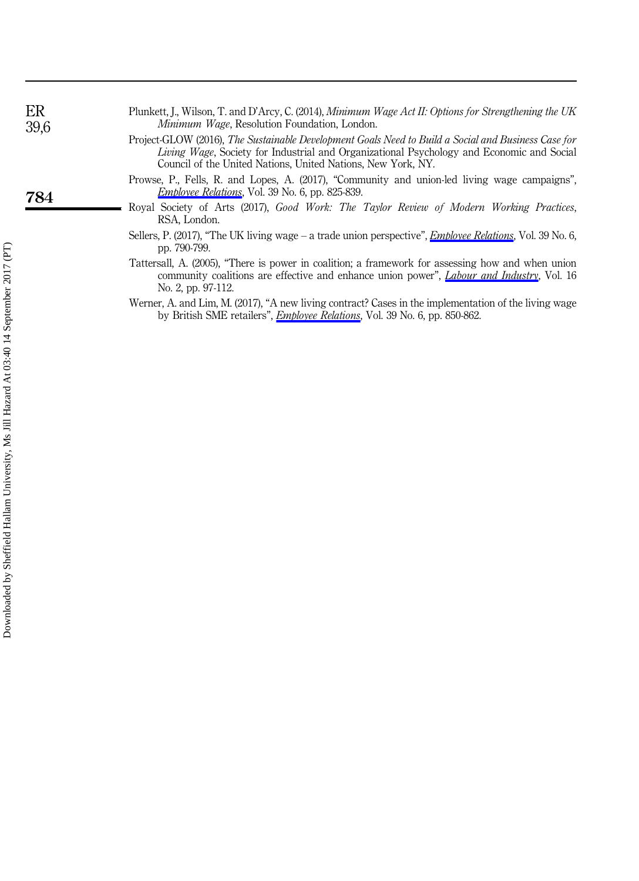Plunkett, J., Wilson, T. and D'Arcy, C. (2014), *Minimum Wage Act II: Options for Strengthening the UK Minimum Wage*, Resolution Foundation, London.

Project-GLOW (2016), *The Sustainable Development Goals Need to Build a Social and Business Case for Living Wage*, Society for Industrial and Organizational Psychology and Economic and Social Council of the United Nations, United Nations, New York, NY.

Prowse, P., Fells, R. and Lopes, A. (2017), "Community and union-led living wage campaigns", *Employee Relations*, Vol. 39 No. 6, pp. 825-839.

Royal Society of Arts (2017), *Good Work: The Taylor Review of Modern Working Practices*, RSA, London.

Sellers, P. (2017), "The UK living wage – a trade union perspective", *Employee Relations*, Vol. 39 No. 6, pp. 790-799.

Tattersall, A. (2005), "There is power in coalition; a framework for assessing how and when union community coalitions are effective and enhance union power", *Labour and Industry*, Vol. 16 No. 2, pp. 97-112.

Werner, A. and Lim, M. (2017), "A new living contract? Cases in the implementation of the living wage by British SME retailers", *Employee Relations*, Vol. 39 No. 6, pp. 850-862.